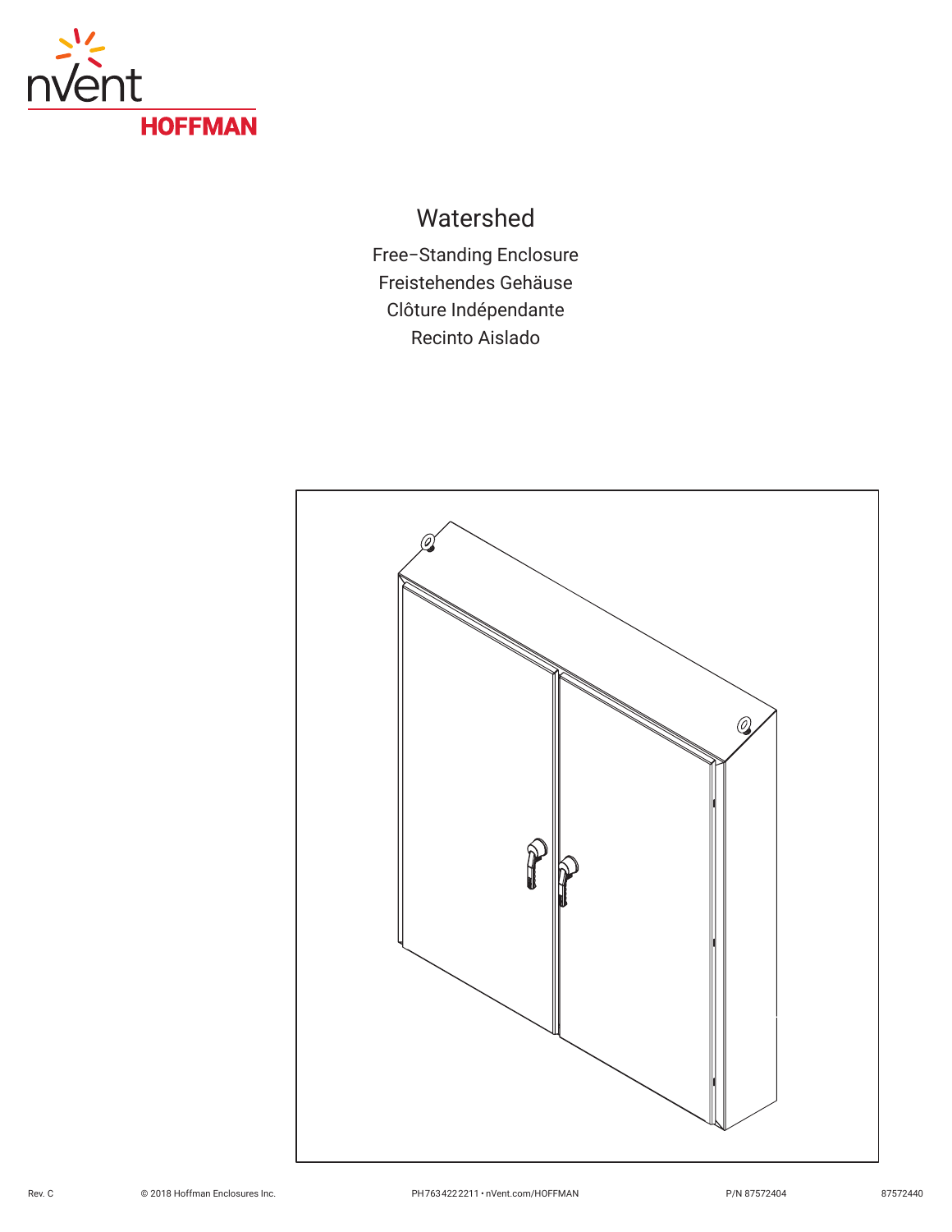nVent HOFFMAN

# Watershed

Free–Standing Enclosure
Freistehendes Gehäuse
Clôture Indépendante
Recinto Aislado

Rev. C © 2018 Hoffman Enclosures Inc. PH 763 422 2211 • nVent.com/HOFFMAN P/N 87572404 87572440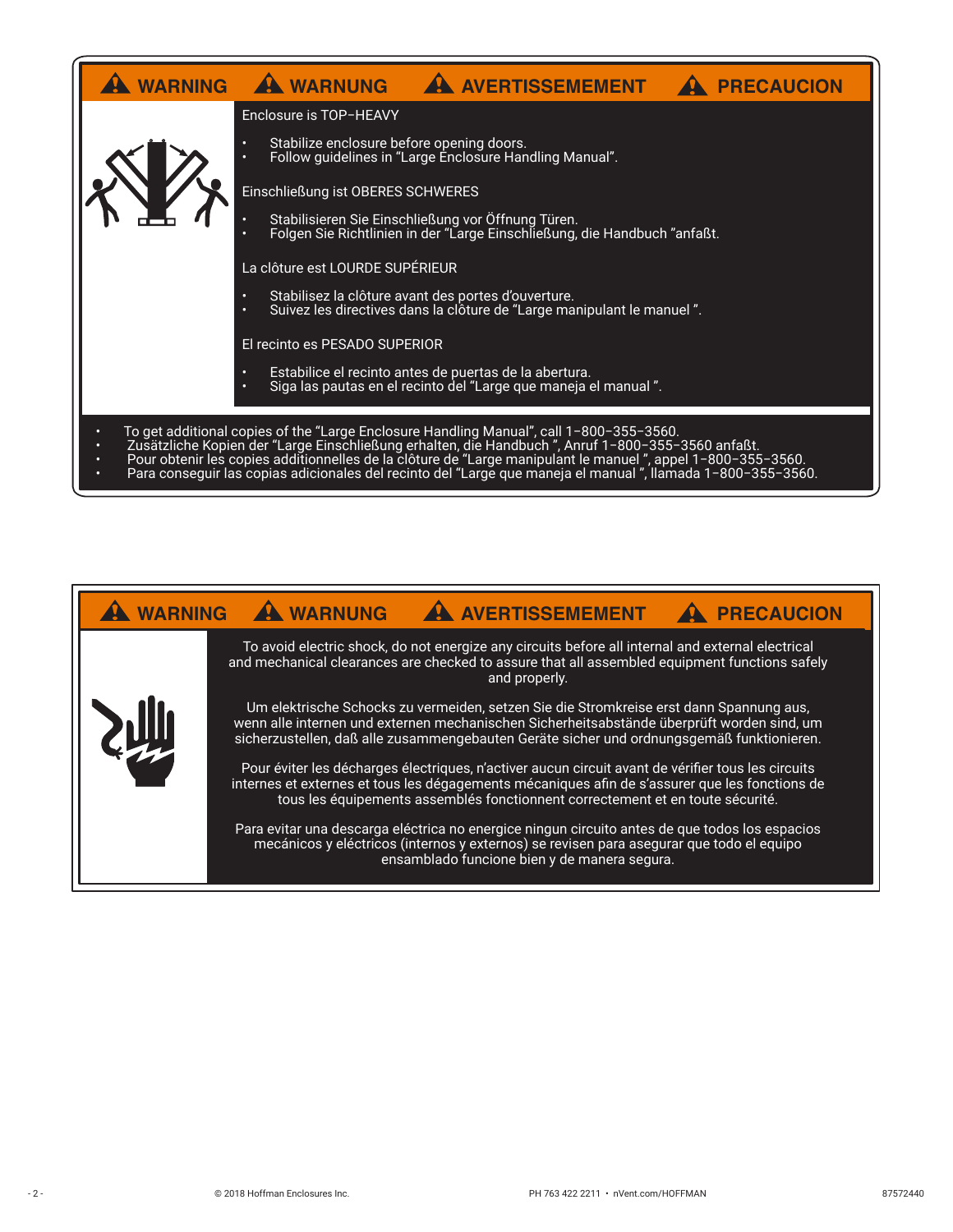**⚠ WARNING ⚠ WARNUNG ⚠ AVERTISSEMENT ⚠ PRECAUCION**

Enclosure is TOP–HEAVY

- Stabilize enclosure before opening doors.
- Follow guidelines in "Large Enclosure Handling Manual".

Einschließung ist OBERES SCHWERES

- Stabilisieren Sie Einschließung vor Öffnung Türen.
- Folgen Sie Richtlinien in der "Large Einschließung, die Handbuch "anfaßt.

La clôture est LOURDE SUPÉRIEUR

- Stabilisez la clôture avant des portes d'ouverture.
- Suivez les directives dans la clôture de "Large manipulant le manuel ".

El recinto es PESADO SUPERIOR

- Estabilice el recinto antes de puertas de la abertura.
- Siga las pautas en el recinto del "Large que maneja el manual ".

- To get additional copies of the "Large Enclosure Handling Manual", call 1–800–355–3560.
- Zusätzliche Kopien der "Large Einschließung erhalten, die Handbuch ", Anruf 1–800–355–3560 anfaßt.
- Pour obtenir les copies additionnelles de la clôture de "Large manipulant le manuel ", appel 1–800–355–3560.
- Para conseguir las copias adicionales del recinto del "Large que maneja el manual ", llamada 1–800–355–3560.

**⚠ WARNING ⚠ WARNUNG ⚠ AVERTISSEMENT ⚠ PRECAUCION**

To avoid electric shock, do not energize any circuits before all internal and external electrical and mechanical clearances are checked to assure that all assembled equipment functions safely and properly.

Um elektrische Schocks zu vermeiden, setzen Sie die Stromkreise erst dann Spannung aus, wenn alle internen und externen mechanischen Sicherheitsabstände überprüft worden sind, um sicherzustellen, daß alle zusammengebauten Geräte sicher und ordnungsgemäß funktionieren.

Pour éviter les décharges électriques, n'activer aucun circuit avant de vérifier tous les circuits internes et externes et tous les dégagements mécaniques afin de s'assurer que les fonctions de tous les équipements assemblés fonctionnent correctement et en toute sécurité.

Para evitar una descarga eléctrica no energice ningun circuito antes de que todos los espacios mecánicos y eléctricos (internos y externos) se revisen para asegurar que todo el equipo ensamblado funcione bien y de manera segura.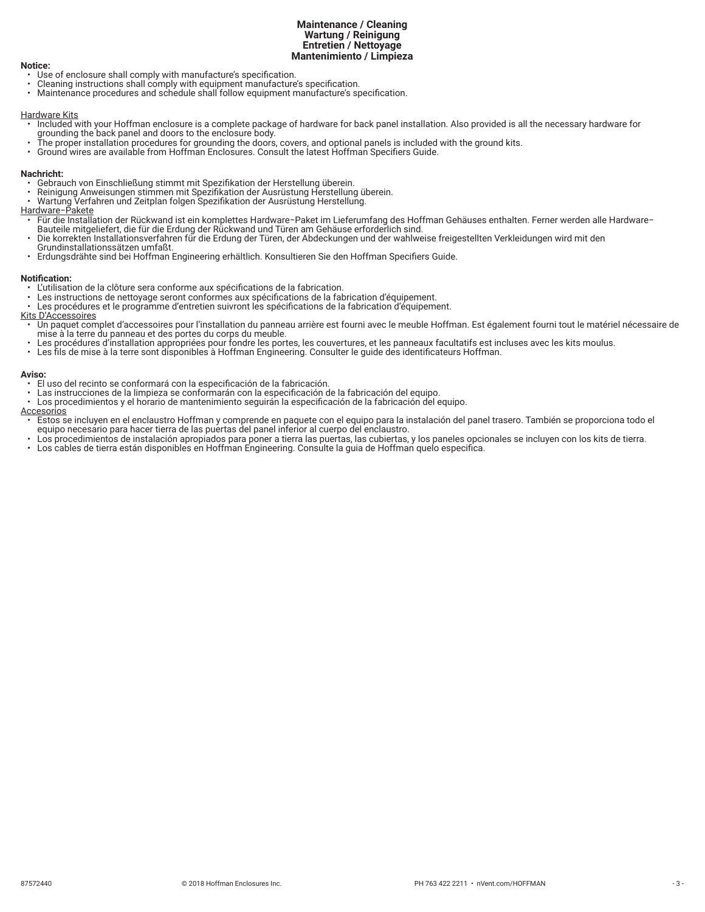# Maintenance / Cleaning
# Wartung / Reinigung
# Entretien / Nettoyage
# Mantenimiento / Limpieza

**Notice:**

- Use of enclosure shall comply with manufacture's specification.
- Cleaning instructions shall comply with equipment manufacture's specification.
- Maintenance procedures and schedule shall follow equipment manufacture's specification.

<u>Hardware Kits</u>

- Included with your Hoffman enclosure is a complete package of hardware for back panel installation. Also provided is all the necessary hardware for grounding the back panel and doors to the enclosure body.
- The proper installation procedures for grounding the doors, covers, and optional panels is included with the ground kits.
- Ground wires are available from Hoffman Enclosures. Consult the latest Hoffman Specifiers Guide.

**Nachricht:**

- Gebrauch von Einschließung stimmt mit Spezifikation der Herstellung überein.
- Reinigung Anweisungen stimmen mit Spezifikation der Ausrüstung Herstellung überein.
- Wartung Verfahren und Zeitplan folgen Spezifikation der Ausrüstung Herstellung.

<u>Hardware–Pakete</u>

- Für die Installation der Rückwand ist ein komplettes Hardware–Paket im Lieferumfang des Hoffman Gehäuses enthalten. Ferner werden alle Hardware–Bauteile mitgeliefert, die für die Erdung der Rückwand und Türen am Gehäuse erforderlich sind.
- Die korrekten Installationsverfahren für die Erdung der Türen, der Abdeckungen und der wahlweise freigestellten Verkleidungen wird mit den Grundinstallationssätzen umfaßt.
- Erdungsdrähte sind bei Hoffman Engineering erhältlich. Konsultieren Sie den Hoffman Specifiers Guide.

**Notification:**

- L'utilisation de la clôture sera conforme aux spécifications de la fabrication.
- Les instructions de nettoyage seront conformes aux spécifications de la fabrication d'équipement.
- Les procédures et le programme d'entretien suivront les spécifications de la fabrication d'équipement.

<u>Kits D'Accessoires</u>

- Un paquet complet d'accessoires pour l'installation du panneau arrière est fourni avec le meuble Hoffman. Est également fourni tout le matériel nécessaire de mise à la terre du panneau et des portes du corps du meuble.
- Les procédures d'installation appropriées pour fondre les portes, les couvertures, et les panneaux facultatifs est incluses avec les kits moulus.
- Les fils de mise à la terre sont disponibles à Hoffman Engineering. Consulter le guide des identificateurs Hoffman.

**Aviso:**

- El uso del recinto se conformará con la especificación de la fabricación.
- Las instrucciones de la limpieza se conformarán con la especificación de la fabricación del equipo.
- Los procedimientos y el horario de mantenimiento seguirán la especificación de la fabricación del equipo.

<u>Accesorios</u>

- Estos se incluyen en el enclaustro Hoffman y comprende en paquete con el equipo para la instalación del panel trasero. También se proporciona todo el equipo necesario para hacer tierra de las puertas del panel inferior al cuerpo del enclaustro.
- Los procedimientos de instalación apropiados para poner a tierra las puertas, las cubiertas, y los paneles opcionales se incluyen con los kits de tierra.
- Los cables de tierra están disponibles en Hoffman Engineering. Consulte la guia de Hoffman quelo especifica.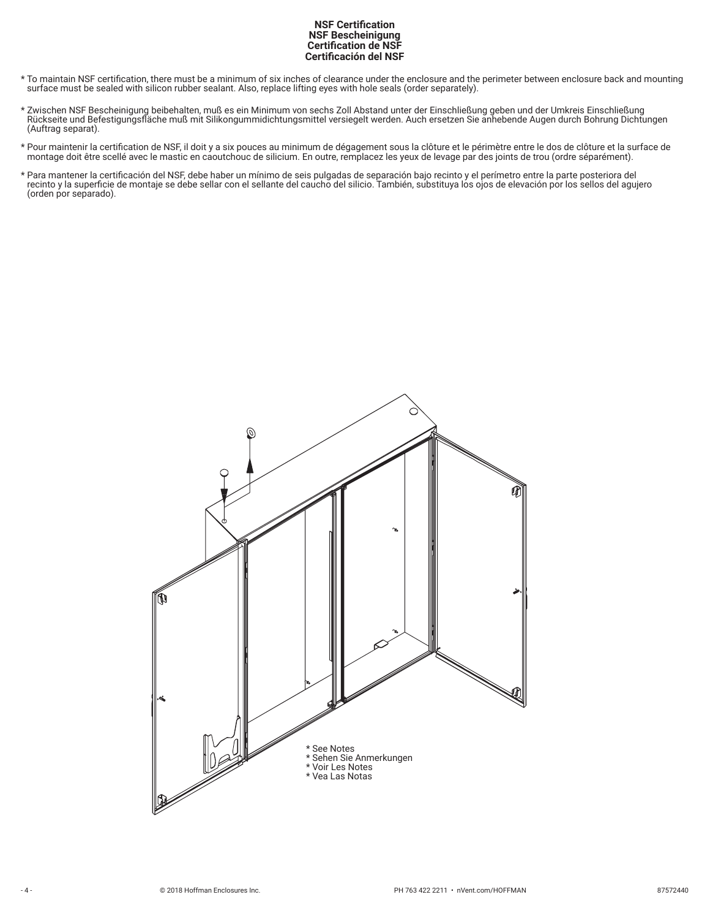# NSF Certification
# NSF Bescheinigung
# Certification de NSF
# Certificación del NSF

\* To maintain NSF certification, there must be a minimum of six inches of clearance under the enclosure and the perimeter between enclosure back and mounting surface must be sealed with silicon rubber sealant. Also, replace lifting eyes with hole seals (order separately).

\* Zwischen NSF Bescheinigung beibehalten, muß es ein Minimum von sechs Zoll Abstand unter der Einschließung geben und der Umkreis Einschließung Rückseite und Befestigungsfläche muß mit Silikongummidichtungsmittel versiegelt werden. Auch ersetzen Sie anhebende Augen durch Bohrung Dichtungen (Auftrag separat).

\* Pour maintenir la certification de NSF, il doit y a six pouces au minimum de dégagement sous la clôture et le périmètre entre le dos de clôture et la surface de montage doit être scellé avec le mastic en caoutchouc de silicium. En outre, remplacez les yeux de levage par des joints de trou (ordre séparément).

\* Para mantener la certificación del NSF, debe haber un mínimo de seis pulgadas de separación bajo recinto y el perímetro entre la parte posteriora del recinto y la superficie de montaje se debe sellar con el sellante del caucho del silicio. También, substituya los ojos de elevación por los sellos del agujero (orden por separado).

\* See Notes
\* Sehen Sie Anmerkungen
\* Voir Les Notes
\* Vea Las Notas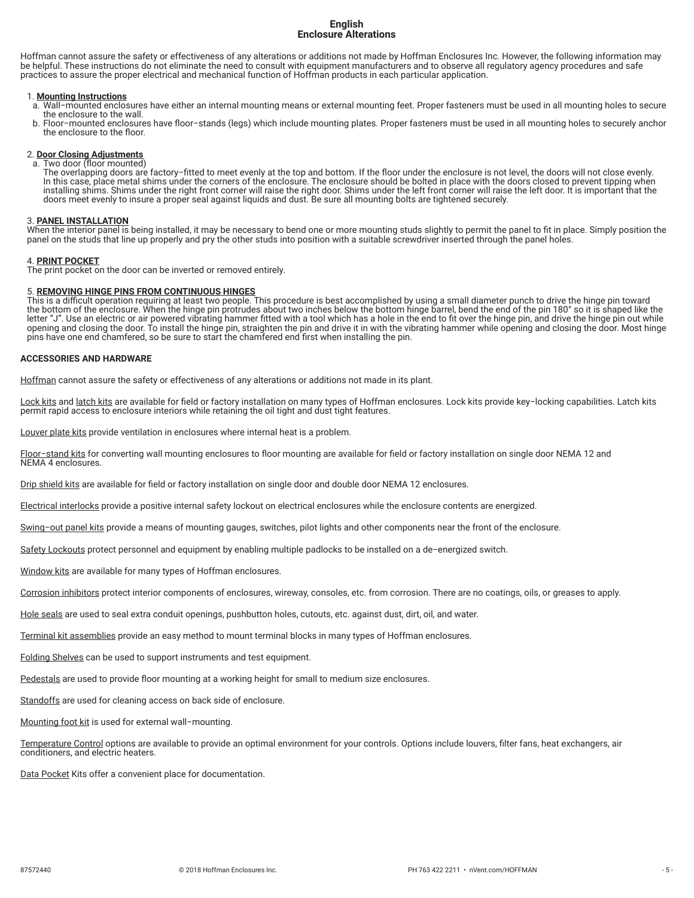# English
## Enclosure Alterations

Hoffman cannot assure the safety or effectiveness of any alterations or additions not made by Hoffman Enclosures Inc. However, the following information may be helpful. These instructions do not eliminate the need to consult with equipment manufacturers and to observe all regulatory agency procedures and safe practices to assure the proper electrical and mechanical function of Hoffman products in each particular application.

1. **Mounting Instructions**
   a. Wall–mounted enclosures have either an internal mounting means or external mounting feet. Proper fasteners must be used in all mounting holes to secure the enclosure to the wall.
   b. Floor–mounted enclosures have floor–stands (legs) which include mounting plates. Proper fasteners must be used in all mounting holes to securely anchor the enclosure to the floor.

2. **Door Closing Adjustments**
   a. Two door (floor mounted)
   The overlapping doors are factory–fitted to meet evenly at the top and bottom. If the floor under the enclosure is not level, the doors will not close evenly. In this case, place metal shims under the corners of the enclosure. The enclosure should be bolted in place with the doors closed to prevent tipping when installing shims. Shims under the right front corner will raise the right door. Shims under the left front corner will raise the left door. It is important that the doors meet evenly to insure a proper seal against liquids and dust. Be sure all mounting bolts are tightened securely.

3. **PANEL INSTALLATION**
When the interior panel is being installed, it may be necessary to bend one or more mounting studs slightly to permit the panel to fit in place. Simply position the panel on the studs that line up properly and pry the other studs into position with a suitable screwdriver inserted through the panel holes.

4. **PRINT POCKET**
The print pocket on the door can be inverted or removed entirely.

5. **REMOVING HINGE PINS FROM CONTINUOUS HINGES**
This is a difficult operation requiring at least two people. This procedure is best accomplished by using a small diameter punch to drive the hinge pin toward the bottom of the enclosure. When the hinge pin protrudes about two inches below the bottom hinge barrel, bend the end of the pin 180° so it is shaped like the letter "J". Use an electric or air powered vibrating hammer fitted with a tool which has a hole in the end to fit over the hinge pin, and drive the hinge pin out while opening and closing the door. To install the hinge pin, straighten the pin and drive it in with the vibrating hammer while opening and closing the door. Most hinge pins have one end chamfered, so be sure to start the chamfered end first when installing the pin.

**ACCESSORIES AND HARDWARE**

Hoffman cannot assure the safety or effectiveness of any alterations or additions not made in its plant.

Lock kits and latch kits are available for field or factory installation on many types of Hoffman enclosures. Lock kits provide key–locking capabilities. Latch kits permit rapid access to enclosure interiors while retaining the oil tight and dust tight features.

Louver plate kits provide ventilation in enclosures where internal heat is a problem.

Floor–stand kits for converting wall mounting enclosures to floor mounting are available for field or factory installation on single door NEMA 12 and NEMA 4 enclosures.

Drip shield kits are available for field or factory installation on single door and double door NEMA 12 enclosures.

Electrical interlocks provide a positive internal safety lockout on electrical enclosures while the enclosure contents are energized.

Swing–out panel kits provide a means of mounting gauges, switches, pilot lights and other components near the front of the enclosure.

Safety Lockouts protect personnel and equipment by enabling multiple padlocks to be installed on a de–energized switch.

Window kits are available for many types of Hoffman enclosures.

Corrosion inhibitors protect interior components of enclosures, wireway, consoles, etc. from corrosion. There are no coatings, oils, or greases to apply.

Hole seals are used to seal extra conduit openings, pushbutton holes, cutouts, etc. against dust, dirt, oil, and water.

Terminal kit assemblies provide an easy method to mount terminal blocks in many types of Hoffman enclosures.

Folding Shelves can be used to support instruments and test equipment.

Pedestals are used to provide floor mounting at a working height for small to medium size enclosures.

Standoffs are used for cleaning access on back side of enclosure.

Mounting foot kit is used for external wall–mounting.

Temperature Control options are available to provide an optimal environment for your controls. Options include louvers, filter fans, heat exchangers, air conditioners, and electric heaters.

Data Pocket Kits offer a convenient place for documentation.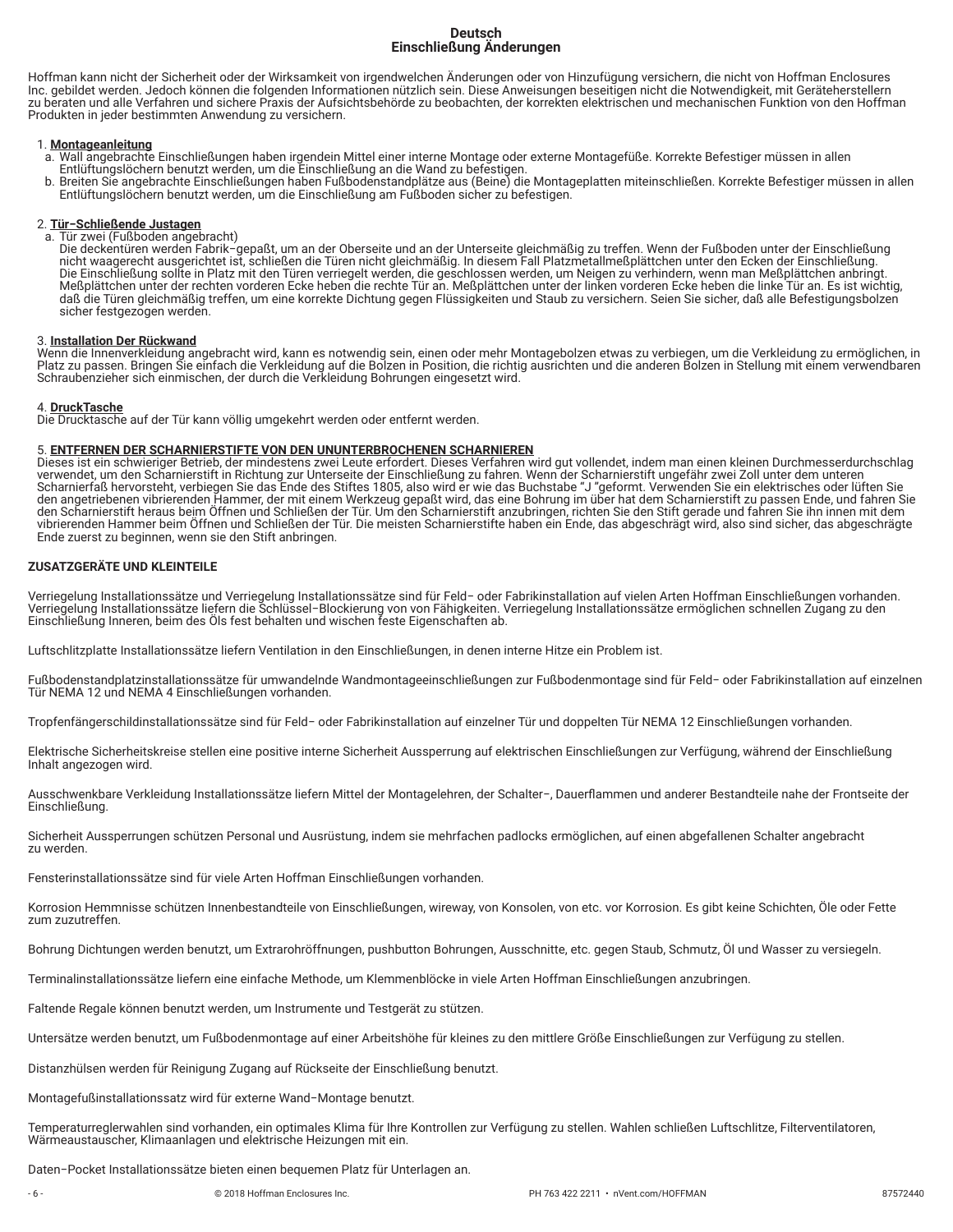# Deutsch
## Einschließung Änderungen

Hoffman kann nicht der Sicherheit oder der Wirksamkeit von irgendwelchen Änderungen oder von Hinzufügung versichern, die nicht von Hoffman Enclosures Inc. gebildet werden. Jedoch können die folgenden Informationen nützlich sein. Diese Anweisungen beseitigen nicht die Notwendigkeit, mit Geräteherstellern zu beraten und alle Verfahren und sichere Praxis der Aufsichtsbehörde zu beobachten, der korrekten elektrischen und mechanischen Funktion von den Hoffman Produkten in jeder bestimmten Anwendung zu versichern.

1. **Montageanleitung**
   a. Wall angebrachte Einschließungen haben irgendein Mittel einer interne Montage oder externe Montagefüße. Korrekte Befestiger müssen in allen Entlüftungslöchern benutzt werden, um die Einschließung an die Wand zu befestigen.
   b. Breiten Sie angebrachte Einschließungen haben Fußbodenstandplätze aus (Beine) die Montageplatten miteinschließen. Korrekte Befestiger müssen in allen Entlüftungslöchern benutzt werden, um die Einschließung am Fußboden sicher zu befestigen.

2. **Tür–Schließende Justagen**
   a. Tür zwei (Fußboden angebracht)
   Die deckentüren werden Fabrik–gepaßt, um an der Oberseite und an der Unterseite gleichmäßig zu treffen. Wenn der Fußboden unter der Einschließung nicht waagerecht ausgerichtet ist, schließen die Türen nicht gleichmäßig. In diesem Fall Platzmetallmeßplättchen unter den Ecken der Einschließung. Die Einschließung sollte in Platz mit den Türen verriegelt werden, die geschlossen werden, um Neigen zu verhindern, wenn man Meßplättchen anbringt. Meßplättchen unter der rechten vorderen Ecke heben die rechte Tür an. Meßplättchen unter der linken vorderen Ecke heben die linke Tür an. Es ist wichtig, daß die Türen gleichmäßig treffen, um eine korrekte Dichtung gegen Flüssigkeiten und Staub zu versichern. Seien Sie sicher, daß alle Befestigungsbolzen sicher festgezogen werden.

3. **Installation Der Rückwand**
Wenn die Innenverkleidung angebracht wird, kann es notwendig sein, einen oder mehr Montagebolzen etwas zu verbiegen, um die Verkleidung zu ermöglichen, in Platz zu passen. Bringen Sie einfach die Verkleidung auf die Bolzen in Position, die richtig ausrichten und die anderen Bolzen in Stellung mit einem verwendbaren Schraubenzieher sich einmischen, der durch die Verkleidung Bohrungen eingesetzt wird.

4. **DruckTasche**
Die Drucktasche auf der Tür kann völlig umgekehrt werden oder entfernt werden.

5. **ENTFERNEN DER SCHARNIERSTIFTE VON DEN UNUNTERBROCHENEN SCHARNIEREN**
Dieses ist ein schwieriger Betrieb, der mindestens zwei Leute erfordert. Dieses Verfahren wird gut vollendet, indem man einen kleinen Durchmesserdurchschlag verwendet, um den Scharnierstift in Richtung zur Unterseite der Einschließung zu fahren. Wenn der Scharnierstift ungefähr zwei Zoll unter dem unteren Scharnierfaß hervorsteht, verbiegen Sie das Ende des Stiftes 1805, also wird er wie das Buchstabe "J "geformt. Verwenden Sie ein elektrisches oder lüften Sie den angetriebenen vibrierenden Hammer, der mit einem Werkzeug gepaßt wird, das eine Bohrung im über hat dem Scharnierstift zu passen Ende, und fahren Sie den Scharnierstift heraus beim Öffnen und Schließen der Tür. Um den Scharnierstift anzubringen, richten Sie den Stift gerade und fahren Sie ihn innen mit dem vibrierenden Hammer beim Öffnen und Schließen der Tür. Die meisten Scharnierstifte haben ein Ende, das abgeschrägt wird, also sind sicher, das abgeschrägte Ende zuerst zu beginnen, wenn sie den Stift anbringen.

**ZUSATZGERÄTE UND KLEINTEILE**

Verriegelung Installationssätze und Verriegelung Installationssätze sind für Feld– oder Fabrikinstallation auf vielen Arten Hoffman Einschließungen vorhanden. Verriegelung Installationssätze liefern die Schlüssel–Blockierung von von Fähigkeiten. Verriegelung Installationssätze ermöglichen schnellen Zugang zu den Einschließung Inneren, beim des Öls fest behalten und wischen feste Eigenschaften ab.

Luftschlitzplatte Installationssätze liefern Ventilation in den Einschließungen, in denen interne Hitze ein Problem ist.

Fußbodenstandplatzinstallationssätze für umwandelnde Wandmontageeinschließungen zur Fußbodenmontage sind für Feld– oder Fabrikinstallation auf einzelnen Tür NEMA 12 und NEMA 4 Einschließungen vorhanden.

Tropfenfängerschildinstallationssätze sind für Feld– oder Fabrikinstallation auf einzelner Tür und doppelten Tür NEMA 12 Einschließungen vorhanden.

Elektrische Sicherheitskreise stellen eine positive interne Sicherheit Aussperrung auf elektrischen Einschließungen zur Verfügung, während der Einschließung Inhalt angezogen wird.

Ausschwenkbare Verkleidung Installationssätze liefern Mittel der Montagelehren, der Schalter–, Dauerflammen und anderer Bestandteile nahe der Frontseite der Einschließung.

Sicherheit Aussperrungen schützen Personal und Ausrüstung, indem sie mehrfachen padlocks ermöglichen, auf einen abgefallenen Schalter angebracht zu werden.

Fensterinstallationssätze sind für viele Arten Hoffman Einschließungen vorhanden.

Korrosion Hemmnisse schützen Innenbestandteile von Einschließungen, wireway, von Konsolen, von etc. vor Korrosion. Es gibt keine Schichten, Öle oder Fette zum zuzutreffen.

Bohrung Dichtungen werden benutzt, um Extrarohröffnungen, pushbutton Bohrungen, Ausschnitte, etc. gegen Staub, Schmutz, Öl und Wasser zu versiegeln.

Terminalinstallationssätze liefern eine einfache Methode, um Klemmenblöcke in viele Arten Hoffman Einschließungen anzubringen.

Faltende Regale können benutzt werden, um Instrumente und Testgerät zu stützen.

Untersätze werden benutzt, um Fußbodenmontage auf einer Arbeitshöhe für kleines zu den mittlere Größe Einschließungen zur Verfügung zu stellen.

Distanzhülsen werden für Reinigung Zugang auf Rückseite der Einschließung benutzt.

Montagefußinstallationssatz wird für externe Wand–Montage benutzt.

Temperaturreglerwahlen sind vorhanden, ein optimales Klima für Ihre Kontrollen zur Verfügung zu stellen. Wahlen schließen Luftschlitze, Filterventilatoren, Wärmeaustauscher, Klimaanlagen und elektrische Heizungen mit ein.

Daten–Pocket Installationssätze bieten einen bequemen Platz für Unterlagen an.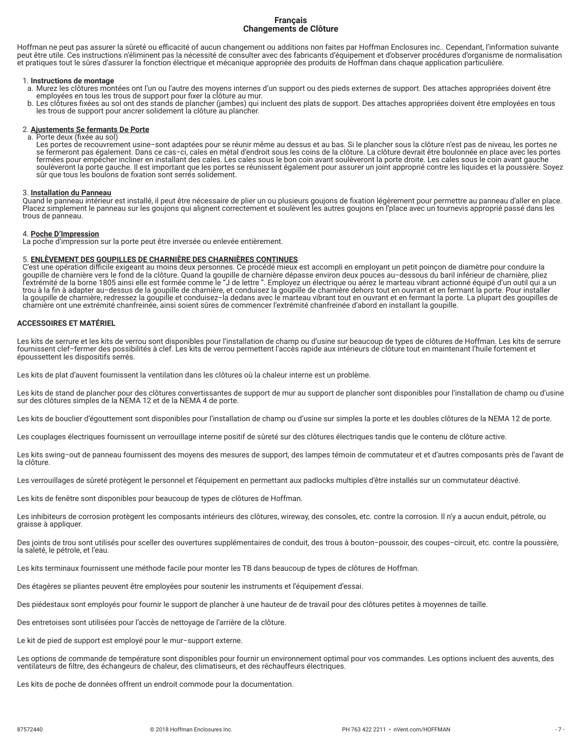# Français
## Changements de Clôture

Hoffman ne peut pas assurer la sûreté ou efficacité of aucun changement ou additions non faites par Hoffman Enclosures inc.. Cependant, l'information suivante peut être utile. Ces instructions n'éliminent pas la nécessité de consulter avec des fabricants d'équipement et d'observer procédures d'organisme de normalisation et pratiques tout le sûres d'assurer la fonction électrique et mécanique appropriée des produits de Hoffman dans chaque application particulière.

1. **Instructions de montage**
   a. Murez les clôtures montées ont l'un ou l'autre des moyens internes d'un support ou des pieds externes de support. Des attaches appropriées doivent être employées en tous les trous de support pour fixer la clôture au mur.
   b. Les clôtures fixées au sol ont des stands de plancher (jambes) qui incluent des plats de support. Des attaches appropriées doivent être employées en tous les trous de support pour ancrer solidement la clôture au plancher.

2. **Ajustements Se fermants De Porte**
   a. Porte deux (fixée au sol)
   Les portes de recouvrement usine–sont adaptées pour se réunir même au dessus et au bas. Si le plancher sous la clôture n'est pas de niveau, les portes ne se fermeront pas également. Dans ce cas–ci, cales en métal d'endroit sous les coins de la clôture. La clôture devrait être boulonnée en place avec les portes fermées pour empêcher incliner en installant des cales. Les cales sous le bon coin avant soulèveront la porte droite. Les cales sous le coin avant gauche soulèveront la porte gauche. Il est important que les portes se réunissent également pour assurer un joint approprié contre les liquides et la poussière. Soyez sûr que tous les boulons de fixation sont serrés solidement.

3. **Installation du Panneau**
Quand le panneau intérieur est installé, il peut être nécessaire de plier un ou plusieurs goujons de fixation légèrement pour permettre au panneau d'aller en place. Placez simplement le panneau sur les goujons qui alignent correctement et soulèvent les autres goujons en l'place avec un tournevis approprié passé dans les trous de panneau.

4. **Poche D'Impression**
La poche d'impression sur la porte peut être inversée ou enlevée entièrement.

5. **ENLÈVEMENT DES GOUPILLES DE CHARNIÈRE DES CHARNIÈRES CONTINUES**
C'est une opération difficile exigeant au moins deux personnes. Ce procédé mieux est accompli en employant un petit poinçon de diamètre pour conduire la goupille de charnière vers le fond de la clôture. Quand la goupille de charnière dépasse environ deux pouces au–dessous du baril inférieur de charnière, pliez l'extrémité de la borne 1805 ainsi elle est formée comme le "J de lettre ". Employez un électrique ou aérez le marteau vibrant actionné équipé d'un outil qui a un trou à la fin à adapter au–dessus de la goupille de charnière, et conduisez la goupille de charnière dehors tout en ouvrant et en fermant la porte. Pour installer la goupille de charnière, redressez la goupille et conduisez–la dedans avec le marteau vibrant tout en ouvrant et en fermant la porte. La plupart des goupilles de charnière ont une extrémité chanfreinée, ainsi soient sûres de commencer l'extrémité chanfreinée d'abord en installant la goupille.

**ACCESSOIRES ET MATÉRIEL**

Les kits de serrure et les kits de verrou sont disponibles pour l'installation de champ ou d'usine sur beaucoup de types de clôtures de Hoffman. Les kits de serrure fournissent clef–fermer des possibilités à clef. Les kits de verrou permettent l'accès rapide aux intérieurs de clôture tout en maintenant l'huile fortement et époussettent les dispositifs serrés.

Les kits de plat d'auvent fournissent la ventilation dans les clôtures où la chaleur interne est un problème.

Les kits de stand de plancher pour des clôtures convertissantes de support de mur au support de plancher sont disponibles pour l'installation de champ ou d'usine sur des clôtures simples de la NEMA 12 et de la NEMA 4 de porte.

Les kits de bouclier d'égouttement sont disponibles pour l'installation de champ ou d'usine sur simples la porte et les doubles clôtures de la NEMA 12 de porte.

Les couplages électriques fournissent un verrouillage interne positif de sûreté sur des clôtures électriques tandis que le contenu de clôture active.

Les kits swing–out de panneau fournissent des moyens des mesures de support, des lampes témoin de commutateur et et d'autres composants près de l'avant de la clôture.

Les verrouillages de sûreté protègent le personnel et l'équipement en permettant aux padlocks multiples d'être installés sur un commutateur désactivé.

Les kits de fenêtre sont disponibles pour beaucoup de types de clôtures de Hoffman.

Les inhibiteurs de corrosion protègent les composants intérieurs des clôtures, wireway, des consoles, etc. contre la corrosion. Il n'y a aucun enduit, pétrole, ou graisse à appliquer.

Des joints de trou sont utilisés pour sceller des ouvertures supplémentaires de conduit, des trous à bouton–poussoir, des coupes–circuit, etc. contre la poussière, la saleté, le pétrole, et l'eau.

Les kits terminaux fournissent une méthode facile pour monter les TB dans beaucoup de types de clôtures de Hoffman.

Des étagères se pliantes peuvent être employées pour soutenir les instruments et l'équipement d'essai.

Des piédestaux sont employés pour fournir le support de plancher à une hauteur de de travail pour des clôtures petites à moyennes de taille.

Des entretoises sont utilisées pour l'accès de nettoyage de l'arrière de la clôture.

Le kit de pied de support est employé pour le mur–support externe.

Les options de commande de température sont disponibles pour fournir un environnement optimal pour vos commandes. Les options incluent des auvents, des ventilateurs de filtre, des échangeurs de chaleur, des climatiseurs, et des réchauffeurs électriques.

Les kits de poche de données offrent un endroit commode pour la documentation.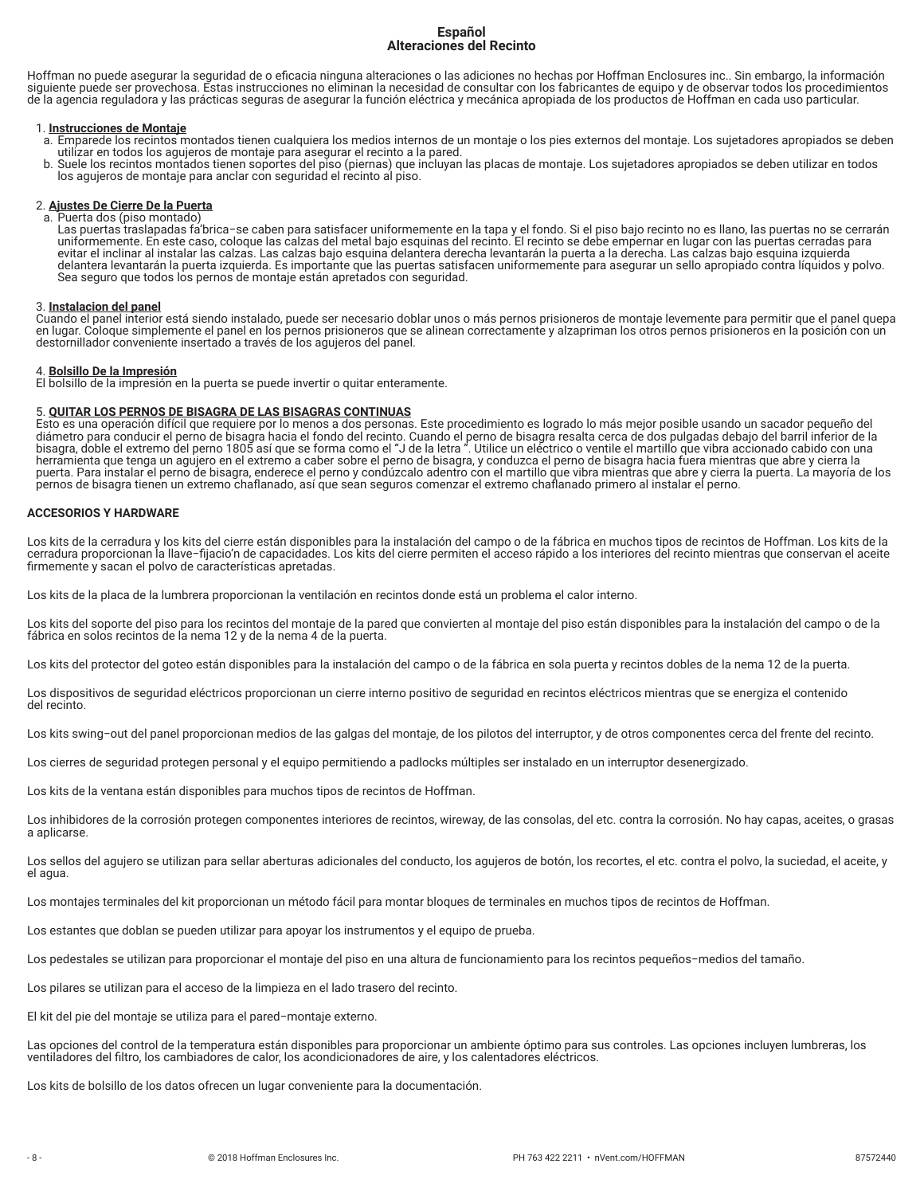# Español
## Alteraciones del Recinto

Hoffman no puede asegurar la seguridad de o eficacia ninguna alteraciones o las adiciones no hechas por Hoffman Enclosures inc.. Sin embargo, la información siguiente puede ser provechosa. Estas instrucciones no eliminan la necesidad de consultar con los fabricantes de equipo y de observar todos los procedimientos de la agencia reguladora y las prácticas seguras de asegurar la función eléctrica y mecánica apropiada de los productos de Hoffman en cada uso particular.

1. **Instrucciones de Montaje**
   a. Emparede los recintos montados tienen cualquiera los medios internos de un montaje o los pies externos del montaje. Los sujetadores apropiados se deben utilizar en todos los agujeros de montaje para asegurar el recinto a la pared.
   b. Suele los recintos montados tienen soportes del piso (piernas) que incluyan las placas de montaje. Los sujetadores apropiados se deben utilizar en todos los agujeros de montaje para anclar con seguridad el recinto al piso.

2. **Ajustes De Cierre De la Puerta**
   a. Puerta dos (piso montado)
   Las puertas traslapadas fa'brica–se caben para satisfacer uniformemente en la tapa y el fondo. Si el piso bajo recinto no es llano, las puertas no se cerrarán uniformemente. En este caso, coloque las calzas del metal bajo esquinas del recinto. El recinto se debe empernar en lugar con las puertas cerradas para evitar el inclinar al instalar las calzas. Las calzas bajo esquina delantera derecha levantarán la puerta a la derecha. Las calzas bajo esquina izquierda delantera levantarán la puerta izquierda. Es importante que las puertas satisfacen uniformemente para asegurar un sello apropiado contra líquidos y polvo. Sea seguro que todos los pernos de montaje están apretados con seguridad.

3. **Instalacion del panel**
Cuando el panel interior está siendo instalado, puede ser necesario doblar unos o más pernos prisioneros de montaje levemente para permitir que el panel quepa en lugar. Coloque simplemente el panel en los pernos prisioneros que se alinean correctamente y alzapriman los otros pernos prisioneros en la posición con un destornillador conveniente insertado a través de los agujeros del panel.

4. **Bolsillo De la Impresión**
El bolsillo de la impresión en la puerta se puede invertir o quitar enteramente.

5. **QUITAR LOS PERNOS DE BISAGRA DE LAS BISAGRAS CONTINUAS**
Esto es una operación difícil que requiere por lo menos a dos personas. Este procedimiento es logrado lo más mejor posible usando un sacador pequeño del diámetro para conducir el perno de bisagra hacia el fondo del recinto. Cuando el perno de bisagra resalta cerca de dos pulgadas debajo del barril inferior de la bisagra, doble el extremo del perno 1805 así que se forma como el "J de la letra ". Utilice un eléctrico o ventile el martillo que vibra accionado cabido con una herramienta que tenga un agujero en el extremo a caber sobre el perno de bisagra, y conduzca el perno de bisagra hacia fuera mientras que abre y cierra la puerta. Para instalar el perno de bisagra, enderece el perno y condúzcalo adentro con el martillo que vibra mientras que abre y cierra la puerta. La mayoría de los pernos de bisagra tienen un extremo chaflanado, así que sean seguros comenzar el extremo chaflanado primero al instalar el perno.

**ACCESORIOS Y HARDWARE**

Los kits de la cerradura y los kits del cierre están disponibles para la instalación del campo o de la fábrica en muchos tipos de recintos de Hoffman. Los kits de la cerradura proporcionan la llave–fijacio'n de capacidades. Los kits del cierre permiten el acceso rápido a los interiores del recinto mientras que conservan el aceite firmemente y sacan el polvo de características apretadas.

Los kits de la placa de la lumbrera proporcionan la ventilación en recintos donde está un problema el calor interno.

Los kits del soporte del piso para los recintos del montaje de la pared que convierten al montaje del piso están disponibles para la instalación del campo o de la fábrica en solos recintos de la nema 12 y de la nema 4 de la puerta.

Los kits del protector del goteo están disponibles para la instalación del campo o de la fábrica en sola puerta y recintos dobles de la nema 12 de la puerta.

Los dispositivos de seguridad eléctricos proporcionan un cierre interno positivo de seguridad en recintos eléctricos mientras que se energiza el contenido del recinto.

Los kits swing–out del panel proporcionan medios de las galgas del montaje, de los pilotos del interruptor, y de otros componentes cerca del frente del recinto.

Los cierres de seguridad protegen personal y el equipo permitiendo a padlocks múltiples ser instalado en un interruptor desenergizado.

Los kits de la ventana están disponibles para muchos tipos de recintos de Hoffman.

Los inhibidores de la corrosión protegen componentes interiores de recintos, wireway, de las consolas, del etc. contra la corrosión. No hay capas, aceites, o grasas a aplicarse.

Los sellos del agujero se utilizan para sellar aberturas adicionales del conducto, los agujeros de botón, los recortes, el etc. contra el polvo, la suciedad, el aceite, y el agua.

Los montajes terminales del kit proporcionan un método fácil para montar bloques de terminales en muchos tipos de recintos de Hoffman.

Los estantes que doblan se pueden utilizar para apoyar los instrumentos y el equipo de prueba.

Los pedestales se utilizan para proporcionar el montaje del piso en una altura de funcionamiento para los recintos pequeños–medios del tamaño.

Los pilares se utilizan para el acceso de la limpieza en el lado trasero del recinto.

El kit del pie del montaje se utiliza para el pared–montaje externo.

Las opciones del control de la temperatura están disponibles para proporcionar un ambiente óptimo para sus controles. Las opciones incluyen lumbreras, los ventiladores del filtro, los cambiadores de calor, los acondicionadores de aire, y los calentadores eléctricos.

Los kits de bolsillo de los datos ofrecen un lugar conveniente para la documentación.